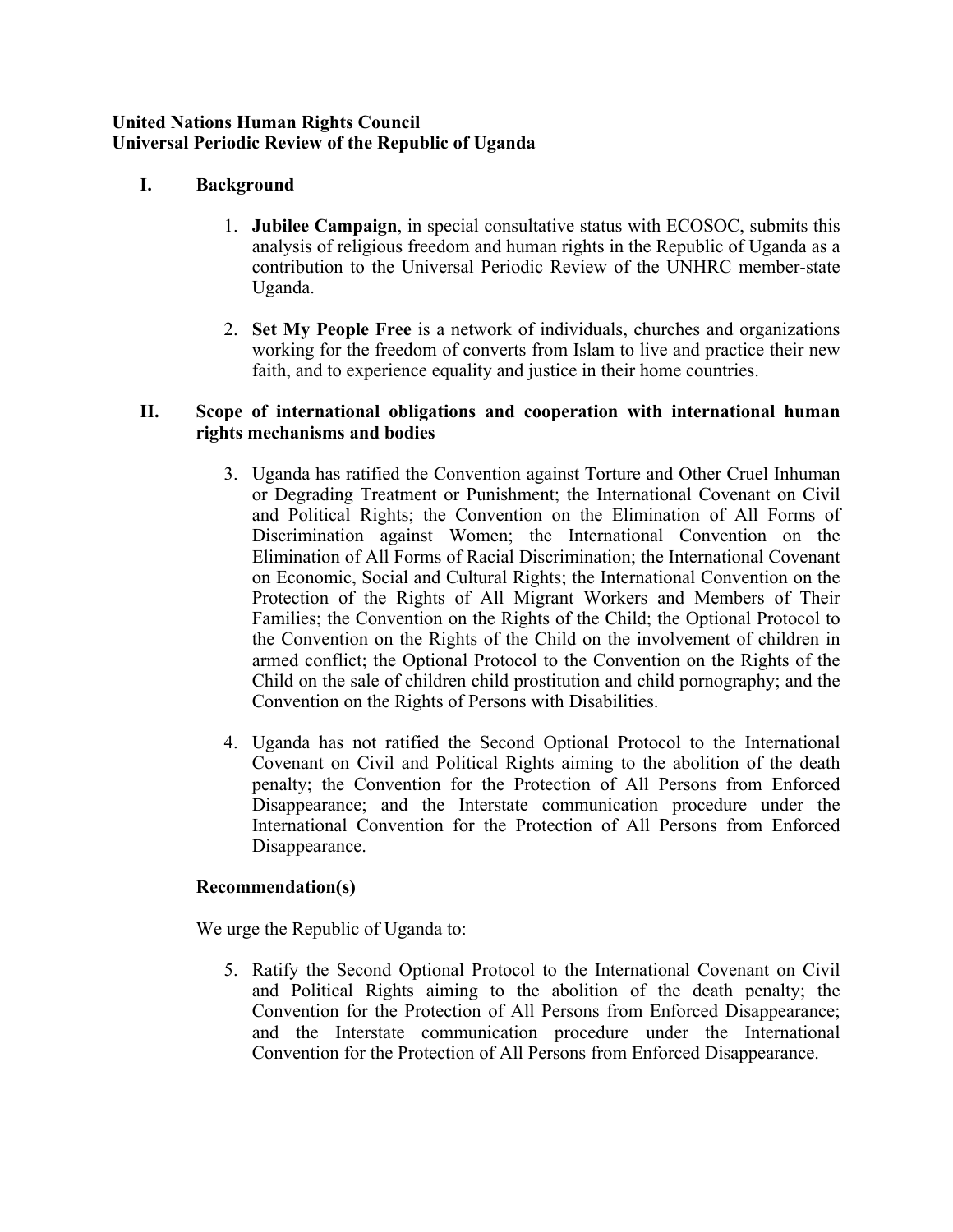**United Nations Human Rights Council**
**Universal Periodic Review of the Republic of Uganda**

## I. Background

1. **Jubilee Campaign**, in special consultative status with ECOSOC, submits this analysis of religious freedom and human rights in the Republic of Uganda as a contribution to the Universal Periodic Review of the UNHRC member-state Uganda.

2. **Set My People Free** is a network of individuals, churches and organizations working for the freedom of converts from Islam to live and practice their new faith, and to experience equality and justice in their home countries.

## II. Scope of international obligations and cooperation with international human rights mechanisms and bodies

3. Uganda has ratified the Convention against Torture and Other Cruel Inhuman or Degrading Treatment or Punishment; the International Covenant on Civil and Political Rights; the Convention on the Elimination of All Forms of Discrimination against Women; the International Convention on the Elimination of All Forms of Racial Discrimination; the International Covenant on Economic, Social and Cultural Rights; the International Convention on the Protection of the Rights of All Migrant Workers and Members of Their Families; the Convention on the Rights of the Child; the Optional Protocol to the Convention on the Rights of the Child on the involvement of children in armed conflict; the Optional Protocol to the Convention on the Rights of the Child on the sale of children child prostitution and child pornography; and the Convention on the Rights of Persons with Disabilities.

4. Uganda has not ratified the Second Optional Protocol to the International Covenant on Civil and Political Rights aiming to the abolition of the death penalty; the Convention for the Protection of All Persons from Enforced Disappearance; and the Interstate communication procedure under the International Convention for the Protection of All Persons from Enforced Disappearance.

### Recommendation(s)

We urge the Republic of Uganda to:

5. Ratify the Second Optional Protocol to the International Covenant on Civil and Political Rights aiming to the abolition of the death penalty; the Convention for the Protection of All Persons from Enforced Disappearance; and the Interstate communication procedure under the International Convention for the Protection of All Persons from Enforced Disappearance.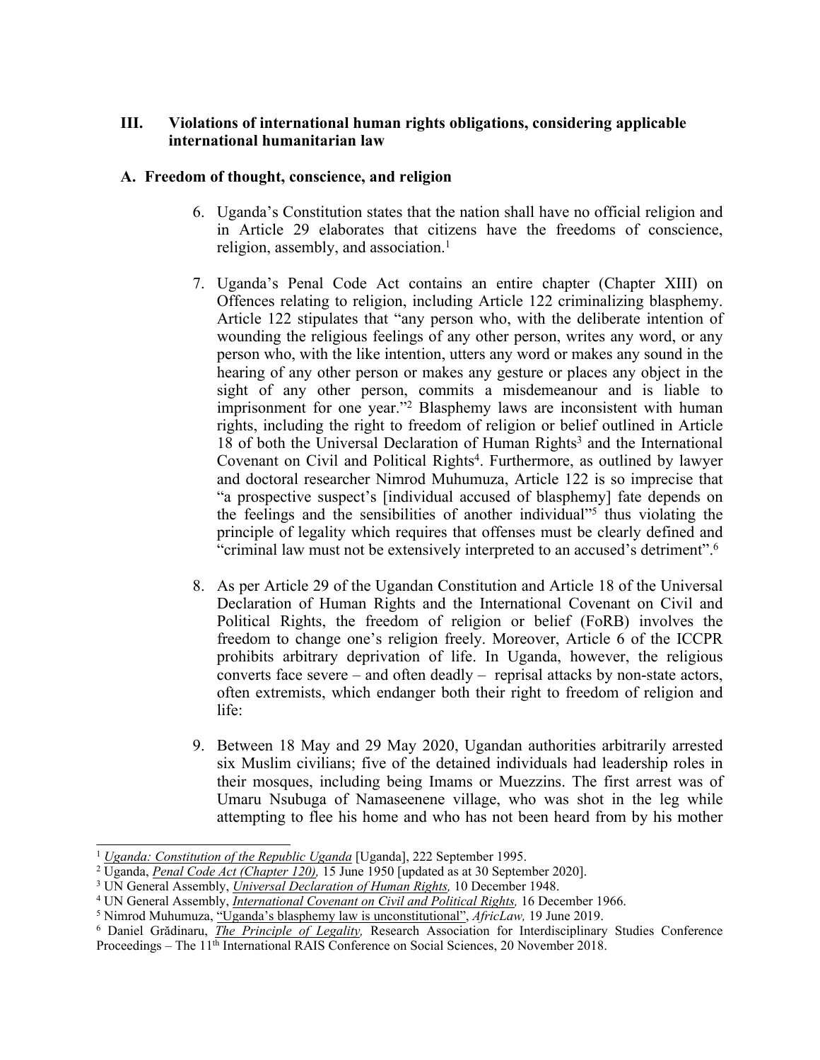## III. Violations of international human rights obligations, considering applicable international humanitarian law

### A. Freedom of thought, conscience, and religion

6. Uganda's Constitution states that the nation shall have no official religion and in Article 29 elaborates that citizens have the freedoms of conscience, religion, assembly, and association.[1]

7. Uganda's Penal Code Act contains an entire chapter (Chapter XIII) on Offences relating to religion, including Article 122 criminalizing blasphemy. Article 122 stipulates that "any person who, with the deliberate intention of wounding the religious feelings of any other person, writes any word, or any person who, with the like intention, utters any word or makes any sound in the hearing of any other person or makes any gesture or places any object in the sight of any other person, commits a misdemeanour and is liable to imprisonment for one year."[2] Blasphemy laws are inconsistent with human rights, including the right to freedom of religion or belief outlined in Article 18 of both the Universal Declaration of Human Rights[3] and the International Covenant on Civil and Political Rights[4]. Furthermore, as outlined by lawyer and doctoral researcher Nimrod Muhumuza, Article 122 is so imprecise that "a prospective suspect's [individual accused of blasphemy] fate depends on the feelings and the sensibilities of another individual"[5] thus violating the principle of legality which requires that offenses must be clearly defined and "criminal law must not be extensively interpreted to an accused's detriment".[6]

8. As per Article 29 of the Ugandan Constitution and Article 18 of the Universal Declaration of Human Rights and the International Covenant on Civil and Political Rights, the freedom of religion or belief (FoRB) involves the freedom to change one's religion freely. Moreover, Article 6 of the ICCPR prohibits arbitrary deprivation of life. In Uganda, however, the religious converts face severe – and often deadly – reprisal attacks by non-state actors, often extremists, which endanger both their right to freedom of religion and life:

9. Between 18 May and 29 May 2020, Ugandan authorities arbitrarily arrested six Muslim civilians; five of the detained individuals had leadership roles in their mosques, including being Imams or Muezzins. The first arrest was of Umaru Nsubuga of Namaseenene village, who was shot in the leg while attempting to flee his home and who has not been heard from by his mother

---

[1] *Uganda: Constitution of the Republic Uganda* [Uganda], 222 September 1995.

[2] Uganda, *Penal Code Act (Chapter 120),* 15 June 1950 [updated as at 30 September 2020].

[3] UN General Assembly, *Universal Declaration of Human Rights,* 10 December 1948.

[4] UN General Assembly, *International Covenant on Civil and Political Rights,* 16 December 1966.

[5] Nimrod Muhumuza, "Uganda's blasphemy law is unconstitutional", *AfricLaw,* 19 June 2019.

[6] Daniel Grădinaru, *The Principle of Legality,* Research Association for Interdisciplinary Studies Conference Proceedings – The 11th International RAIS Conference on Social Sciences, 20 November 2018.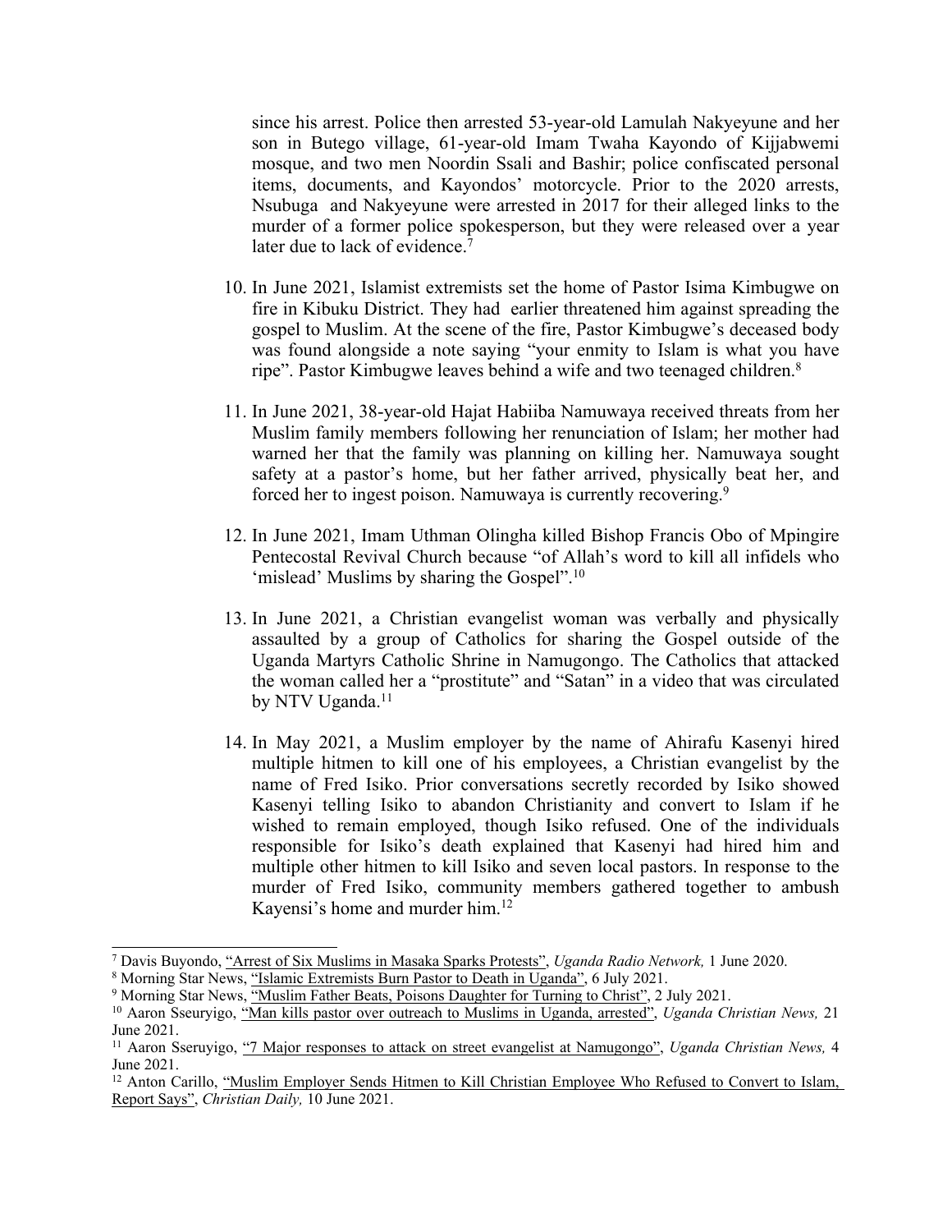since his arrest. Police then arrested 53-year-old Lamulah Nakyeyune and her son in Butego village, 61-year-old Imam Twaha Kayondo of Kijjabwemi mosque, and two men Noordin Ssali and Bashir; police confiscated personal items, documents, and Kayondos' motorcycle. Prior to the 2020 arrests, Nsubuga and Nakyeyune were arrested in 2017 for their alleged links to the murder of a former police spokesperson, but they were released over a year later due to lack of evidence.[7]

10. In June 2021, Islamist extremists set the home of Pastor Isima Kimbugwe on fire in Kibuku District. They had earlier threatened him against spreading the gospel to Muslim. At the scene of the fire, Pastor Kimbugwe's deceased body was found alongside a note saying "your enmity to Islam is what you have ripe". Pastor Kimbugwe leaves behind a wife and two teenaged children.[8]

11. In June 2021, 38-year-old Hajat Habiiba Namuwaya received threats from her Muslim family members following her renunciation of Islam; her mother had warned her that the family was planning on killing her. Namuwaya sought safety at a pastor's home, but her father arrived, physically beat her, and forced her to ingest poison. Namuwaya is currently recovering.[9]

12. In June 2021, Imam Uthman Olingha killed Bishop Francis Obo of Mpingire Pentecostal Revival Church because "of Allah's word to kill all infidels who 'mislead' Muslims by sharing the Gospel".[10]

13. In June 2021, a Christian evangelist woman was verbally and physically assaulted by a group of Catholics for sharing the Gospel outside of the Uganda Martyrs Catholic Shrine in Namugongo. The Catholics that attacked the woman called her a "prostitute" and "Satan" in a video that was circulated by NTV Uganda.[11]

14. In May 2021, a Muslim employer by the name of Ahirafu Kasenyi hired multiple hitmen to kill one of his employees, a Christian evangelist by the name of Fred Isiko. Prior conversations secretly recorded by Isiko showed Kasenyi telling Isiko to abandon Christianity and convert to Islam if he wished to remain employed, though Isiko refused. One of the individuals responsible for Isiko's death explained that Kasenyi had hired him and multiple other hitmen to kill Isiko and seven local pastors. In response to the murder of Fred Isiko, community members gathered together to ambush Kayensi's home and murder him.[12]

---

[7] Davis Buyondo, "Arrest of Six Muslims in Masaka Sparks Protests", *Uganda Radio Network,* 1 June 2020.

[8] Morning Star News, "Islamic Extremists Burn Pastor to Death in Uganda", 6 July 2021.

[9] Morning Star News, "Muslim Father Beats, Poisons Daughter for Turning to Christ", 2 July 2021.

[10] Aaron Sseuryigo, "Man kills pastor over outreach to Muslims in Uganda, arrested", *Uganda Christian News,* 21 June 2021.

[11] Aaron Sseruyigo, "7 Major responses to attack on street evangelist at Namugongo", *Uganda Christian News,* 4 June 2021.

[12] Anton Carillo, "Muslim Employer Sends Hitmen to Kill Christian Employee Who Refused to Convert to Islam, Report Says", *Christian Daily,* 10 June 2021.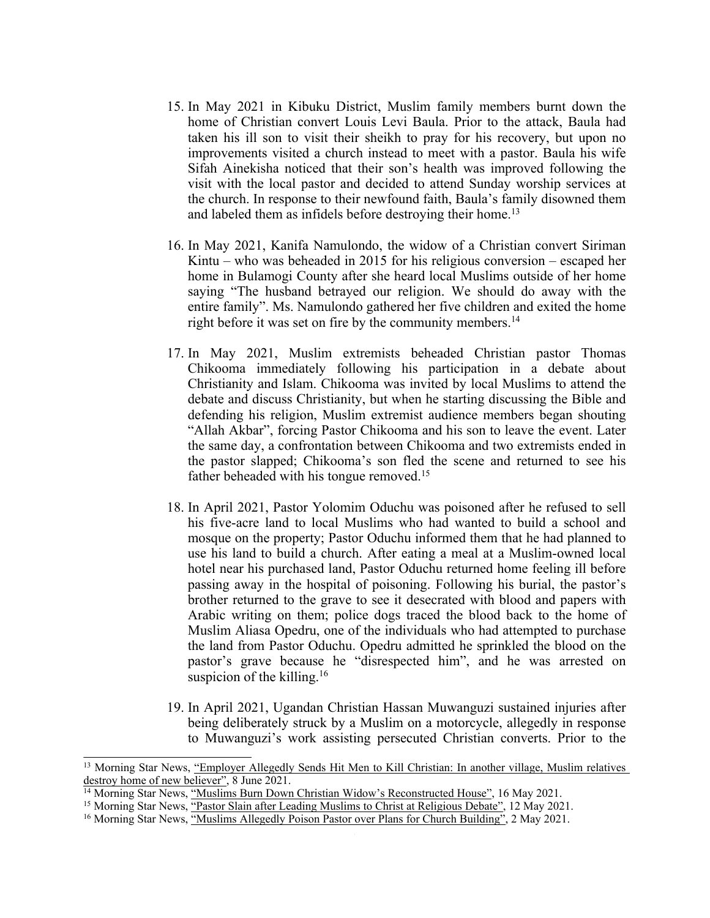15. In May 2021 in Kibuku District, Muslim family members burnt down the home of Christian convert Louis Levi Baula. Prior to the attack, Baula had taken his ill son to visit their sheikh to pray for his recovery, but upon no improvements visited a church instead to meet with a pastor. Baula his wife Sifah Ainekisha noticed that their son's health was improved following the visit with the local pastor and decided to attend Sunday worship services at the church. In response to their newfound faith, Baula's family disowned them and labeled them as infidels before destroying their home.[13]

16. In May 2021, Kanifa Namulondo, the widow of a Christian convert Siriman Kintu – who was beheaded in 2015 for his religious conversion – escaped her home in Bulamogi County after she heard local Muslims outside of her home saying "The husband betrayed our religion. We should do away with the entire family". Ms. Namulondo gathered her five children and exited the home right before it was set on fire by the community members.[14]

17. In May 2021, Muslim extremists beheaded Christian pastor Thomas Chikooma immediately following his participation in a debate about Christianity and Islam. Chikooma was invited by local Muslims to attend the debate and discuss Christianity, but when he starting discussing the Bible and defending his religion, Muslim extremist audience members began shouting "Allah Akbar", forcing Pastor Chikooma and his son to leave the event. Later the same day, a confrontation between Chikooma and two extremists ended in the pastor slapped; Chikooma's son fled the scene and returned to see his father beheaded with his tongue removed.[15]

18. In April 2021, Pastor Yolomim Oduchu was poisoned after he refused to sell his five-acre land to local Muslims who had wanted to build a school and mosque on the property; Pastor Oduchu informed them that he had planned to use his land to build a church. After eating a meal at a Muslim-owned local hotel near his purchased land, Pastor Oduchu returned home feeling ill before passing away in the hospital of poisoning. Following his burial, the pastor's brother returned to the grave to see it desecrated with blood and papers with Arabic writing on them; police dogs traced the blood back to the home of Muslim Aliasa Opedru, one of the individuals who had attempted to purchase the land from Pastor Oduchu. Opedru admitted he sprinkled the blood on the pastor's grave because he "disrespected him", and he was arrested on suspicion of the killing.[16]

19. In April 2021, Ugandan Christian Hassan Muwanguzi sustained injuries after being deliberately struck by a Muslim on a motorcycle, allegedly in response to Muwanguzi's work assisting persecuted Christian converts. Prior to the

---

[13] Morning Star News, "Employer Allegedly Sends Hit Men to Kill Christian: In another village, Muslim relatives destroy home of new believer", 8 June 2021.

[14] Morning Star News, "Muslims Burn Down Christian Widow's Reconstructed House", 16 May 2021.

[15] Morning Star News, "Pastor Slain after Leading Muslims to Christ at Religious Debate", 12 May 2021.

[16] Morning Star News, "Muslims Allegedly Poison Pastor over Plans for Church Building", 2 May 2021.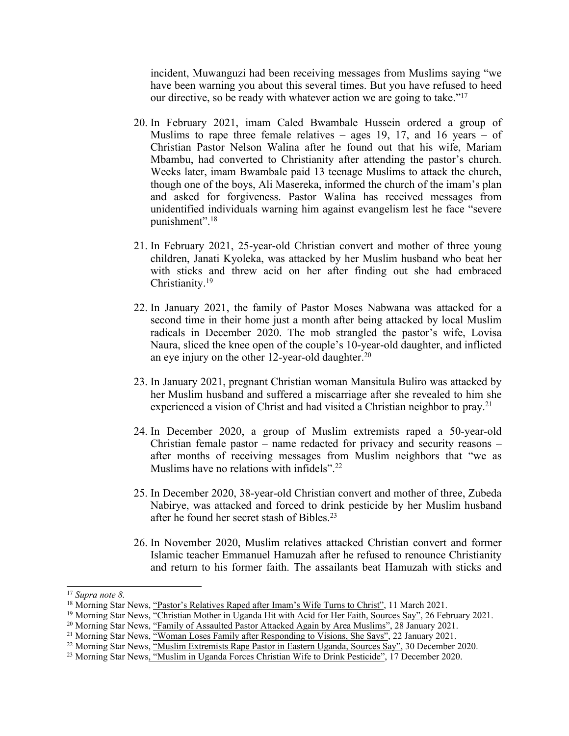incident, Muwanguzi had been receiving messages from Muslims saying "we have been warning you about this several times. But you have refused to heed our directive, so be ready with whatever action we are going to take."[17]

20. In February 2021, imam Caled Bwambale Hussein ordered a group of Muslims to rape three female relatives – ages 19, 17, and 16 years – of Christian Pastor Nelson Walina after he found out that his wife, Mariam Mbambu, had converted to Christianity after attending the pastor's church. Weeks later, imam Bwambale paid 13 teenage Muslims to attack the church, though one of the boys, Ali Masereka, informed the church of the imam's plan and asked for forgiveness. Pastor Walina has received messages from unidentified individuals warning him against evangelism lest he face "severe punishment".[18]

21. In February 2021, 25-year-old Christian convert and mother of three young children, Janati Kyoleka, was attacked by her Muslim husband who beat her with sticks and threw acid on her after finding out she had embraced Christianity.[19]

22. In January 2021, the family of Pastor Moses Nabwana was attacked for a second time in their home just a month after being attacked by local Muslim radicals in December 2020. The mob strangled the pastor's wife, Lovisa Naura, sliced the knee open of the couple's 10-year-old daughter, and inflicted an eye injury on the other 12-year-old daughter.[20]

23. In January 2021, pregnant Christian woman Mansitula Buliro was attacked by her Muslim husband and suffered a miscarriage after she revealed to him she experienced a vision of Christ and had visited a Christian neighbor to pray.[21]

24. In December 2020, a group of Muslim extremists raped a 50-year-old Christian female pastor – name redacted for privacy and security reasons – after months of receiving messages from Muslim neighbors that "we as Muslims have no relations with infidels".[22]

25. In December 2020, 38-year-old Christian convert and mother of three, Zubeda Nabirye, was attacked and forced to drink pesticide by her Muslim husband after he found her secret stash of Bibles.[23]

26. In November 2020, Muslim relatives attacked Christian convert and former Islamic teacher Emmanuel Hamuzah after he refused to renounce Christianity and return to his former faith. The assailants beat Hamuzah with sticks and

---

[17] *Supra note 8.*

[18] Morning Star News, "Pastor's Relatives Raped after Imam's Wife Turns to Christ", 11 March 2021.

[19] Morning Star News, "Christian Mother in Uganda Hit with Acid for Her Faith, Sources Say", 26 February 2021.

[20] Morning Star News, "Family of Assaulted Pastor Attacked Again by Area Muslims", 28 January 2021.

[21] Morning Star News, "Woman Loses Family after Responding to Visions, She Says", 22 January 2021.

[22] Morning Star News, "Muslim Extremists Rape Pastor in Eastern Uganda, Sources Say", 30 December 2020.

[23] Morning Star News, "Muslim in Uganda Forces Christian Wife to Drink Pesticide", 17 December 2020.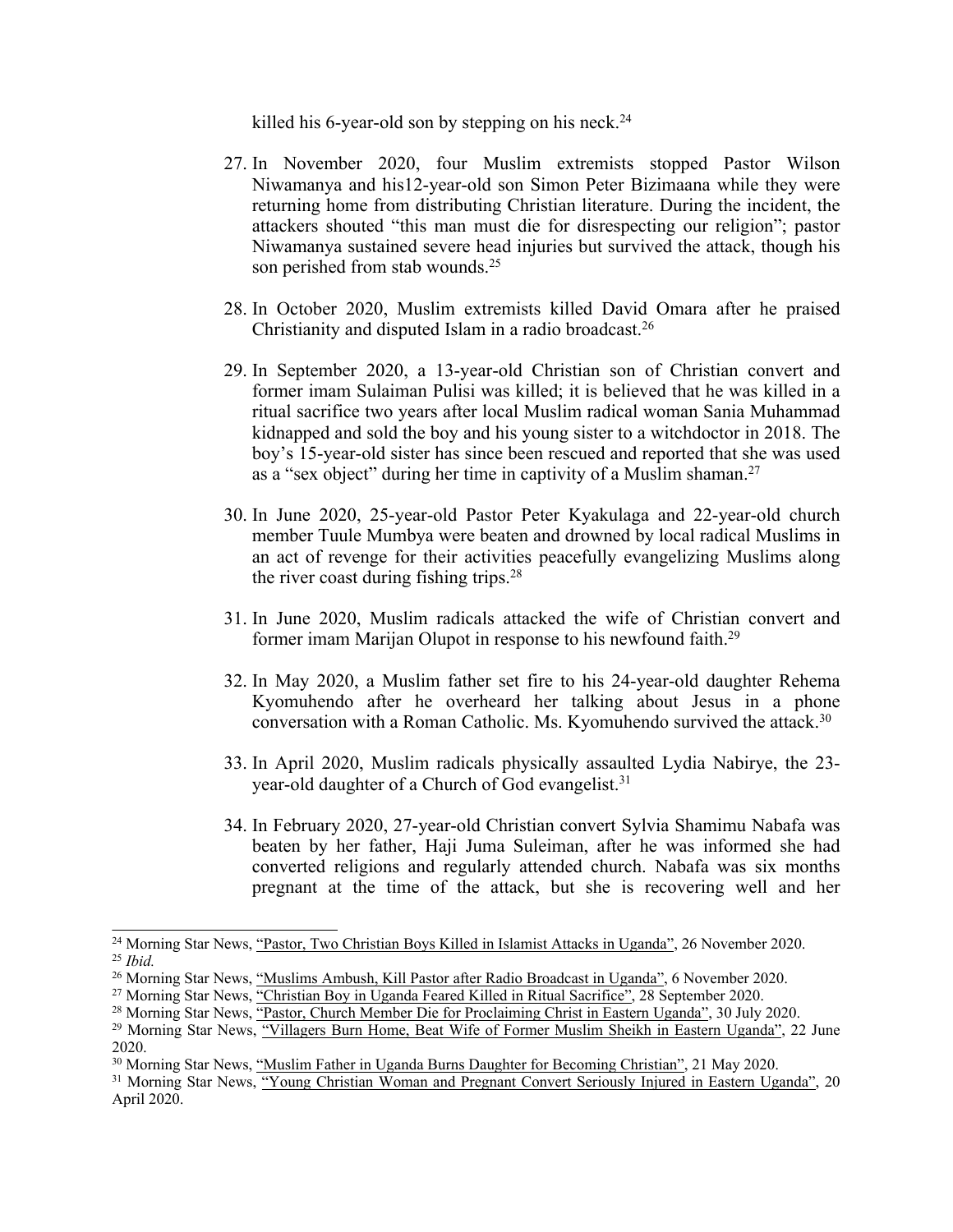killed his 6-year-old son by stepping on his neck.[24]

27. In November 2020, four Muslim extremists stopped Pastor Wilson Niwamanya and his12-year-old son Simon Peter Bizimaana while they were returning home from distributing Christian literature. During the incident, the attackers shouted "this man must die for disrespecting our religion"; pastor Niwamanya sustained severe head injuries but survived the attack, though his son perished from stab wounds.[25]

28. In October 2020, Muslim extremists killed David Omara after he praised Christianity and disputed Islam in a radio broadcast.[26]

29. In September 2020, a 13-year-old Christian son of Christian convert and former imam Sulaiman Pulisi was killed; it is believed that he was killed in a ritual sacrifice two years after local Muslim radical woman Sania Muhammad kidnapped and sold the boy and his young sister to a witchdoctor in 2018. The boy's 15-year-old sister has since been rescued and reported that she was used as a "sex object" during her time in captivity of a Muslim shaman.[27]

30. In June 2020, 25-year-old Pastor Peter Kyakulaga and 22-year-old church member Tuule Mumbya were beaten and drowned by local radical Muslims in an act of revenge for their activities peacefully evangelizing Muslims along the river coast during fishing trips.[28]

31. In June 2020, Muslim radicals attacked the wife of Christian convert and former imam Marijan Olupot in response to his newfound faith.[29]

32. In May 2020, a Muslim father set fire to his 24-year-old daughter Rehema Kyomuhendo after he overheard her talking about Jesus in a phone conversation with a Roman Catholic. Ms. Kyomuhendo survived the attack.[30]

33. In April 2020, Muslim radicals physically assaulted Lydia Nabirye, the 23-year-old daughter of a Church of God evangelist.[31]

34. In February 2020, 27-year-old Christian convert Sylvia Shamimu Nabafa was beaten by her father, Haji Juma Suleiman, after he was informed she had converted religions and regularly attended church. Nabafa was six months pregnant at the time of the attack, but she is recovering well and her

---

[24] Morning Star News, "Pastor, Two Christian Boys Killed in Islamist Attacks in Uganda", 26 November 2020.

[25] *Ibid.*

[26] Morning Star News, "Muslims Ambush, Kill Pastor after Radio Broadcast in Uganda", 6 November 2020.

[27] Morning Star News, "Christian Boy in Uganda Feared Killed in Ritual Sacrifice", 28 September 2020.

[28] Morning Star News, "Pastor, Church Member Die for Proclaiming Christ in Eastern Uganda", 30 July 2020.

[29] Morning Star News, "Villagers Burn Home, Beat Wife of Former Muslim Sheikh in Eastern Uganda", 22 June 2020.

[30] Morning Star News, "Muslim Father in Uganda Burns Daughter for Becoming Christian", 21 May 2020.

[31] Morning Star News, "Young Christian Woman and Pregnant Convert Seriously Injured in Eastern Uganda", 20 April 2020.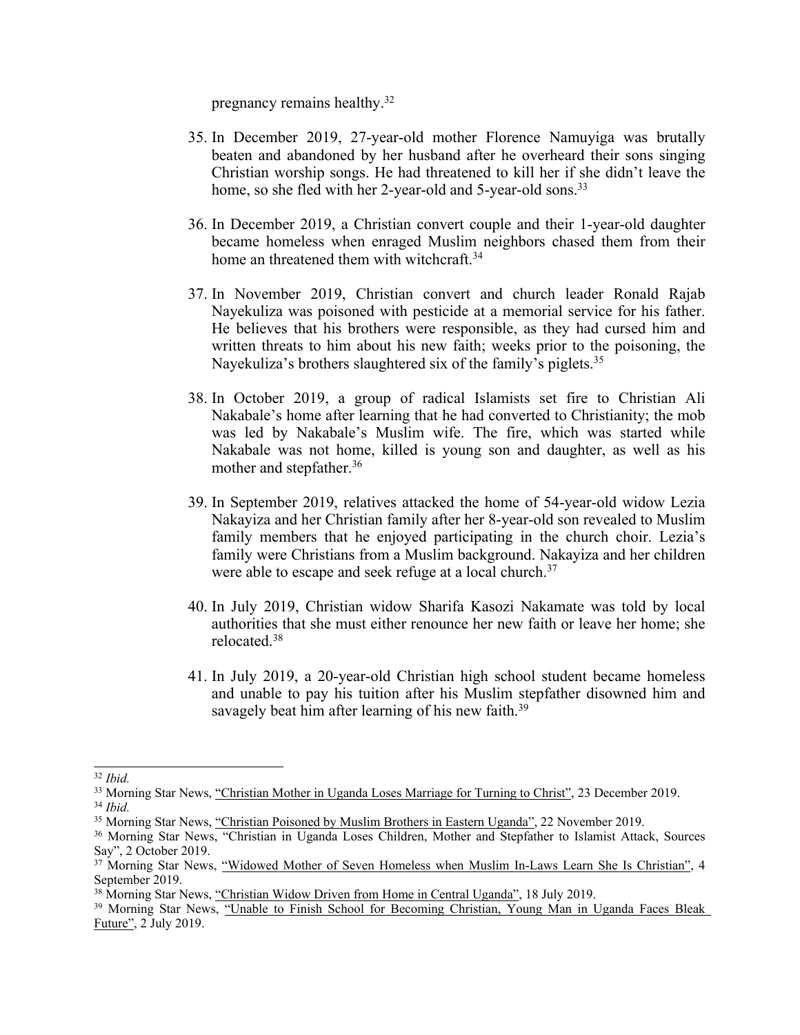pregnancy remains healthy.[32]

35. In December 2019, 27-year-old mother Florence Namuyiga was brutally beaten and abandoned by her husband after he overheard their sons singing Christian worship songs. He had threatened to kill her if she didn't leave the home, so she fled with her 2-year-old and 5-year-old sons.[33]

36. In December 2019, a Christian convert couple and their 1-year-old daughter became homeless when enraged Muslim neighbors chased them from their home an threatened them with witchcraft.[34]

37. In November 2019, Christian convert and church leader Ronald Rajab Nayekuliza was poisoned with pesticide at a memorial service for his father. He believes that his brothers were responsible, as they had cursed him and written threats to him about his new faith; weeks prior to the poisoning, the Nayekuliza's brothers slaughtered six of the family's piglets.[35]

38. In October 2019, a group of radical Islamists set fire to Christian Ali Nakabale's home after learning that he had converted to Christianity; the mob was led by Nakabale's Muslim wife. The fire, which was started while Nakabale was not home, killed is young son and daughter, as well as his mother and stepfather.[36]

39. In September 2019, relatives attacked the home of 54-year-old widow Lezia Nakayiza and her Christian family after her 8-year-old son revealed to Muslim family members that he enjoyed participating in the church choir. Lezia's family were Christians from a Muslim background. Nakayiza and her children were able to escape and seek refuge at a local church.[37]

40. In July 2019, Christian widow Sharifa Kasozi Nakamate was told by local authorities that she must either renounce her new faith or leave her home; she relocated.[38]

41. In July 2019, a 20-year-old Christian high school student became homeless and unable to pay his tuition after his Muslim stepfather disowned him and savagely beat him after learning of his new faith.[39]

---

[32] *Ibid.*

[33] Morning Star News, "Christian Mother in Uganda Loses Marriage for Turning to Christ", 23 December 2019.

[34] *Ibid.*

[35] Morning Star News, "Christian Poisoned by Muslim Brothers in Eastern Uganda", 22 November 2019.

[36] Morning Star News, "Christian in Uganda Loses Children, Mother and Stepfather to Islamist Attack, Sources Say", 2 October 2019.

[37] Morning Star News, "Widowed Mother of Seven Homeless when Muslim In-Laws Learn She Is Christian", 4 September 2019.

[38] Morning Star News, "Christian Widow Driven from Home in Central Uganda", 18 July 2019.

[39] Morning Star News, "Unable to Finish School for Becoming Christian, Young Man in Uganda Faces Bleak Future", 2 July 2019.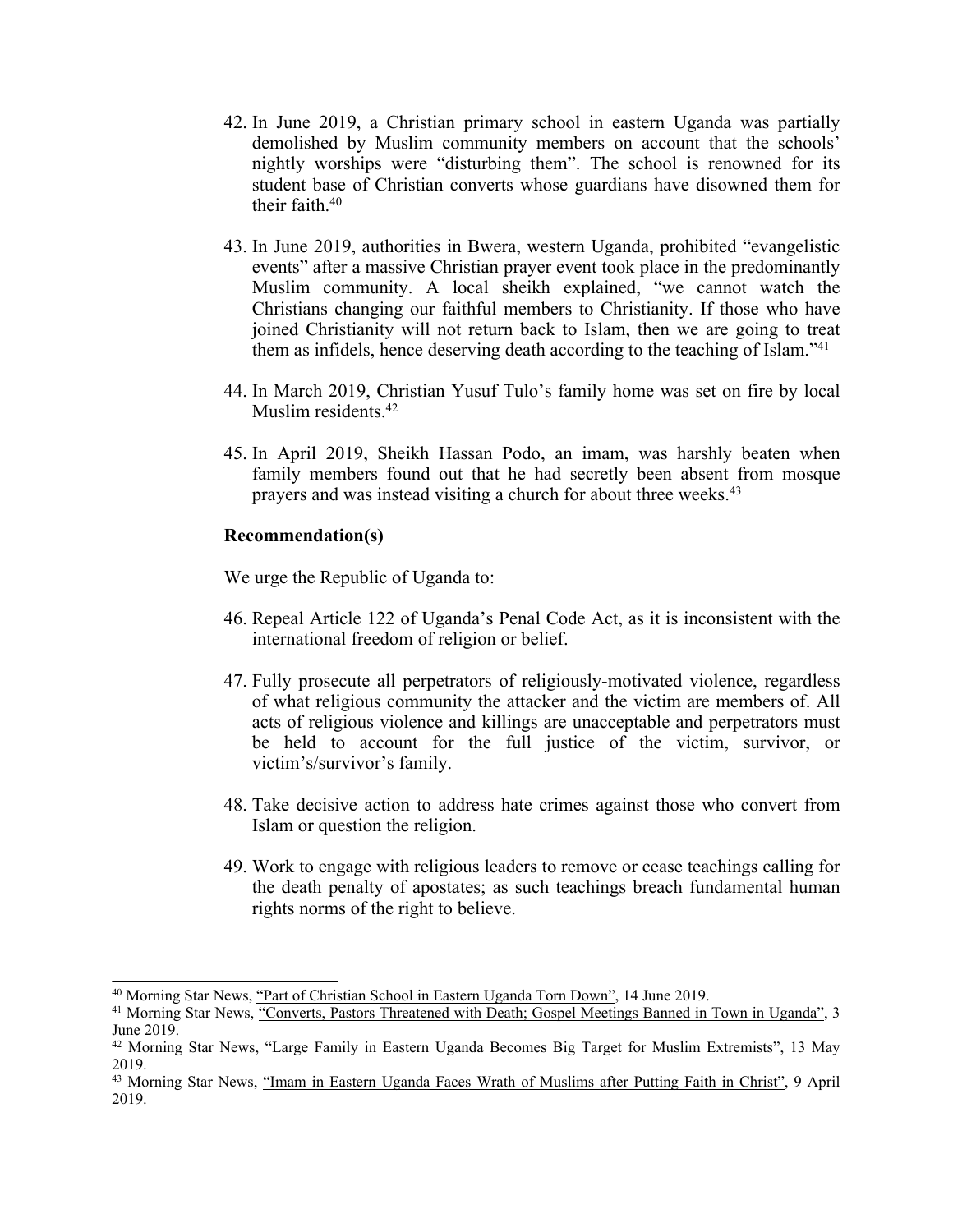42. In June 2019, a Christian primary school in eastern Uganda was partially demolished by Muslim community members on account that the schools' nightly worships were "disturbing them". The school is renowned for its student base of Christian converts whose guardians have disowned them for their faith.[40]

43. In June 2019, authorities in Bwera, western Uganda, prohibited "evangelistic events" after a massive Christian prayer event took place in the predominantly Muslim community. A local sheikh explained, "we cannot watch the Christians changing our faithful members to Christianity. If those who have joined Christianity will not return back to Islam, then we are going to treat them as infidels, hence deserving death according to the teaching of Islam."[41]

44. In March 2019, Christian Yusuf Tulo's family home was set on fire by local Muslim residents.[42]

45. In April 2019, Sheikh Hassan Podo, an imam, was harshly beaten when family members found out that he had secretly been absent from mosque prayers and was instead visiting a church for about three weeks.[43]

**Recommendation(s)**

We urge the Republic of Uganda to:

46. Repeal Article 122 of Uganda's Penal Code Act, as it is inconsistent with the international freedom of religion or belief.

47. Fully prosecute all perpetrators of religiously-motivated violence, regardless of what religious community the attacker and the victim are members of. All acts of religious violence and killings are unacceptable and perpetrators must be held to account for the full justice of the victim, survivor, or victim's/survivor's family.

48. Take decisive action to address hate crimes against those who convert from Islam or question the religion.

49. Work to engage with religious leaders to remove or cease teachings calling for the death penalty of apostates; as such teachings breach fundamental human rights norms of the right to believe.

---

[40] Morning Star News, "Part of Christian School in Eastern Uganda Torn Down", 14 June 2019.

[41] Morning Star News, "Converts, Pastors Threatened with Death; Gospel Meetings Banned in Town in Uganda", 3 June 2019.

[42] Morning Star News, "Large Family in Eastern Uganda Becomes Big Target for Muslim Extremists", 13 May 2019.

[43] Morning Star News, "Imam in Eastern Uganda Faces Wrath of Muslims after Putting Faith in Christ", 9 April 2019.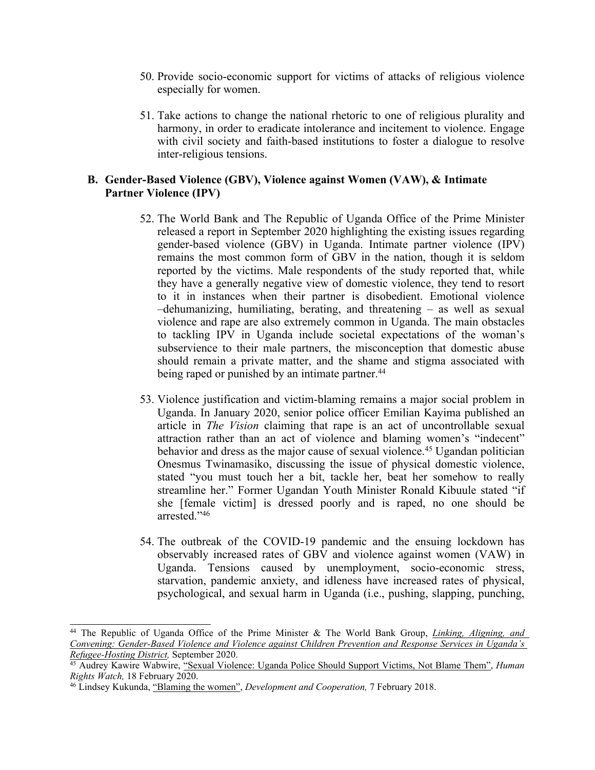50. Provide socio-economic support for victims of attacks of religious violence especially for women.

51. Take actions to change the national rhetoric to one of religious plurality and harmony, in order to eradicate intolerance and incitement to violence. Engage with civil society and faith-based institutions to foster a dialogue to resolve inter-religious tensions.

### B. Gender-Based Violence (GBV), Violence against Women (VAW), & Intimate Partner Violence (IPV)

52. The World Bank and The Republic of Uganda Office of the Prime Minister released a report in September 2020 highlighting the existing issues regarding gender-based violence (GBV) in Uganda. Intimate partner violence (IPV) remains the most common form of GBV in the nation, though it is seldom reported by the victims. Male respondents of the study reported that, while they have a generally negative view of domestic violence, they tend to resort to it in instances when their partner is disobedient. Emotional violence –dehumanizing, humiliating, berating, and threatening – as well as sexual violence and rape are also extremely common in Uganda. The main obstacles to tackling IPV in Uganda include societal expectations of the woman's subservience to their male partners, the misconception that domestic abuse should remain a private matter, and the shame and stigma associated with being raped or punished by an intimate partner.[44]

53. Violence justification and victim-blaming remains a major social problem in Uganda. In January 2020, senior police officer Emilian Kayima published an article in *The Vision* claiming that rape is an act of uncontrollable sexual attraction rather than an act of violence and blaming women's "indecent" behavior and dress as the major cause of sexual violence.[45] Ugandan politician Onesmus Twinamasiko, discussing the issue of physical domestic violence, stated "you must touch her a bit, tackle her, beat her somehow to really streamline her." Former Ugandan Youth Minister Ronald Kibuule stated "if she [female victim] is dressed poorly and is raped, no one should be arrested."[46]

54. The outbreak of the COVID-19 pandemic and the ensuing lockdown has observably increased rates of GBV and violence against women (VAW) in Uganda. Tensions caused by unemployment, socio-economic stress, starvation, pandemic anxiety, and idleness have increased rates of physical, psychological, and sexual harm in Uganda (i.e., pushing, slapping, punching,

---

[44] The Republic of Uganda Office of the Prime Minister & The World Bank Group, *Linking, Aligning, and Convening: Gender-Based Violence and Violence against Children Prevention and Response Services in Uganda's Refugee-Hosting District,* September 2020.

[45] Audrey Kawire Wabwire, "Sexual Violence: Uganda Police Should Support Victims, Not Blame Them", *Human Rights Watch,* 18 February 2020.

[46] Lindsey Kukunda, "Blaming the women", *Development and Cooperation,* 7 February 2018.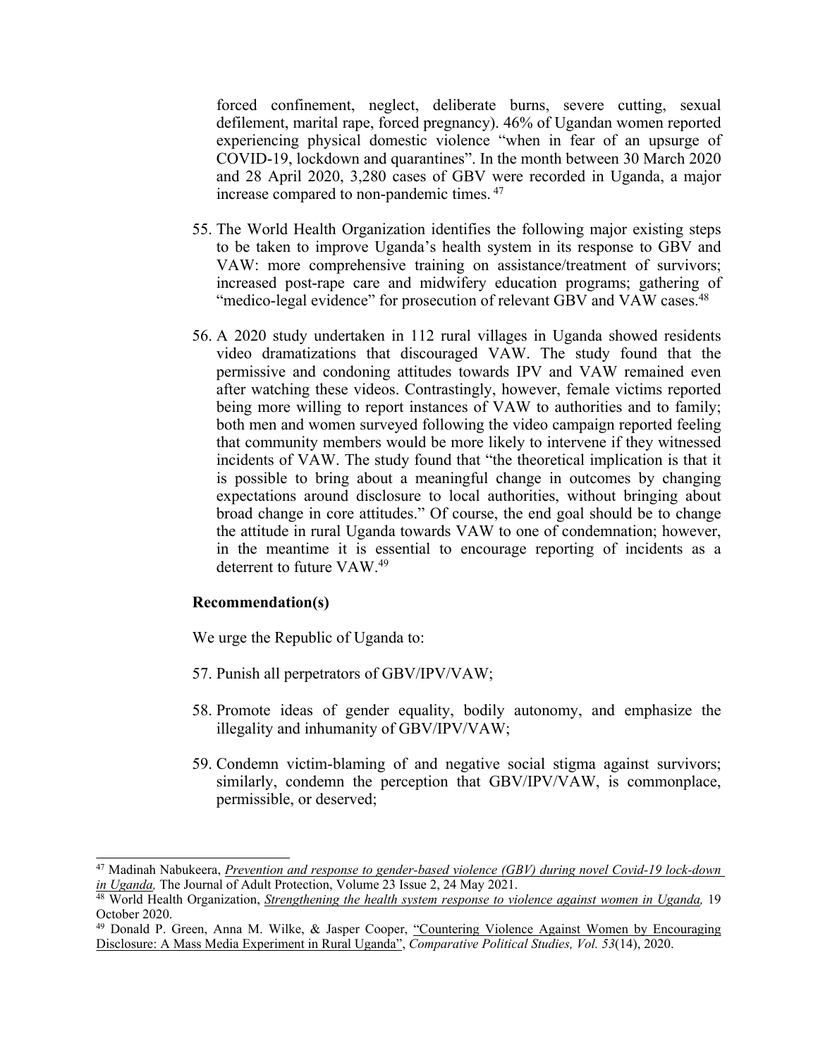forced confinement, neglect, deliberate burns, severe cutting, sexual defilement, marital rape, forced pregnancy). 46% of Ugandan women reported experiencing physical domestic violence "when in fear of an upsurge of COVID-19, lockdown and quarantines". In the month between 30 March 2020 and 28 April 2020, 3,280 cases of GBV were recorded in Uganda, a major increase compared to non-pandemic times. [47]

55. The World Health Organization identifies the following major existing steps to be taken to improve Uganda's health system in its response to GBV and VAW: more comprehensive training on assistance/treatment of survivors; increased post-rape care and midwifery education programs; gathering of "medico-legal evidence" for prosecution of relevant GBV and VAW cases.[48]

56. A 2020 study undertaken in 112 rural villages in Uganda showed residents video dramatizations that discouraged VAW. The study found that the permissive and condoning attitudes towards IPV and VAW remained even after watching these videos. Contrastingly, however, female victims reported being more willing to report instances of VAW to authorities and to family; both men and women surveyed following the video campaign reported feeling that community members would be more likely to intervene if they witnessed incidents of VAW. The study found that "the theoretical implication is that it is possible to bring about a meaningful change in outcomes by changing expectations around disclosure to local authorities, without bringing about broad change in core attitudes." Of course, the end goal should be to change the attitude in rural Uganda towards VAW to one of condemnation; however, in the meantime it is essential to encourage reporting of incidents as a deterrent to future VAW.[49]

**Recommendation(s)**

We urge the Republic of Uganda to:

57. Punish all perpetrators of GBV/IPV/VAW;

58. Promote ideas of gender equality, bodily autonomy, and emphasize the illegality and inhumanity of GBV/IPV/VAW;

59. Condemn victim-blaming of and negative social stigma against survivors; similarly, condemn the perception that GBV/IPV/VAW, is commonplace, permissible, or deserved;

---

[47] Madinah Nabukeera, *Prevention and response to gender-based violence (GBV) during novel Covid-19 lock-down in Uganda,* The Journal of Adult Protection, Volume 23 Issue 2, 24 May 2021.

[48] World Health Organization, *Strengthening the health system response to violence against women in Uganda,* 19 October 2020.

[49] Donald P. Green, Anna M. Wilke, & Jasper Cooper, "Countering Violence Against Women by Encouraging Disclosure: A Mass Media Experiment in Rural Uganda", *Comparative Political Studies, Vol. 53*(14), 2020.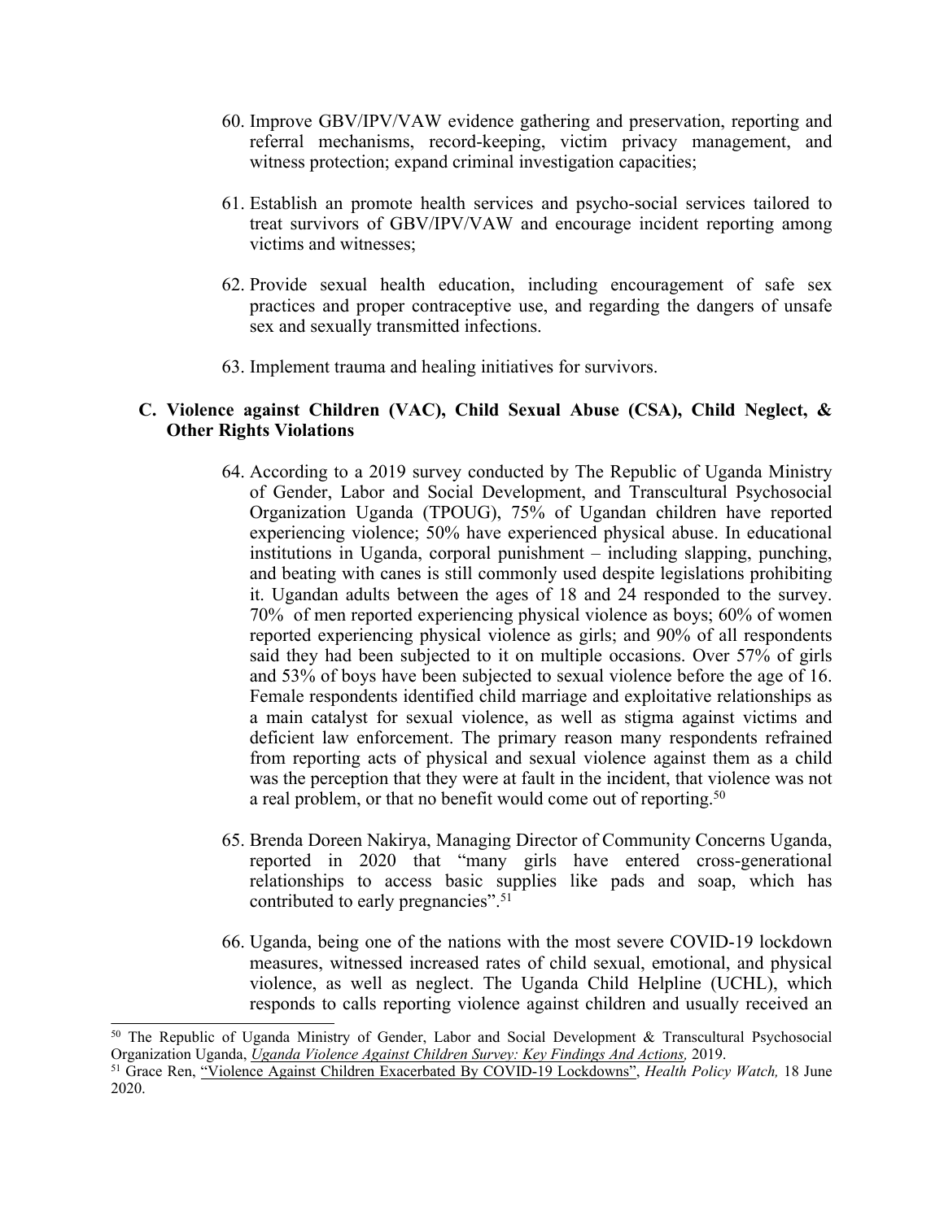60. Improve GBV/IPV/VAW evidence gathering and preservation, reporting and referral mechanisms, record-keeping, victim privacy management, and witness protection; expand criminal investigation capacities;

61. Establish an promote health services and psycho-social services tailored to treat survivors of GBV/IPV/VAW and encourage incident reporting among victims and witnesses;

62. Provide sexual health education, including encouragement of safe sex practices and proper contraceptive use, and regarding the dangers of unsafe sex and sexually transmitted infections.

63. Implement trauma and healing initiatives for survivors.

## C. Violence against Children (VAC), Child Sexual Abuse (CSA), Child Neglect, & Other Rights Violations

64. According to a 2019 survey conducted by The Republic of Uganda Ministry of Gender, Labor and Social Development, and Transcultural Psychosocial Organization Uganda (TPOUG), 75% of Ugandan children have reported experiencing violence; 50% have experienced physical abuse. In educational institutions in Uganda, corporal punishment – including slapping, punching, and beating with canes is still commonly used despite legislations prohibiting it. Ugandan adults between the ages of 18 and 24 responded to the survey. 70% of men reported experiencing physical violence as boys; 60% of women reported experiencing physical violence as girls; and 90% of all respondents said they had been subjected to it on multiple occasions. Over 57% of girls and 53% of boys have been subjected to sexual violence before the age of 16. Female respondents identified child marriage and exploitative relationships as a main catalyst for sexual violence, as well as stigma against victims and deficient law enforcement. The primary reason many respondents refrained from reporting acts of physical and sexual violence against them as a child was the perception that they were at fault in the incident, that violence was not a real problem, or that no benefit would come out of reporting.[50]

65. Brenda Doreen Nakirya, Managing Director of Community Concerns Uganda, reported in 2020 that "many girls have entered cross-generational relationships to access basic supplies like pads and soap, which has contributed to early pregnancies".[51]

66. Uganda, being one of the nations with the most severe COVID-19 lockdown measures, witnessed increased rates of child sexual, emotional, and physical violence, as well as neglect. The Uganda Child Helpline (UCHL), which responds to calls reporting violence against children and usually received an

---

[50] The Republic of Uganda Ministry of Gender, Labor and Social Development & Transcultural Psychosocial Organization Uganda, *Uganda Violence Against Children Survey: Key Findings And Actions,* 2019.

[51] Grace Ren, "Violence Against Children Exacerbated By COVID-19 Lockdowns", *Health Policy Watch,* 18 June 2020.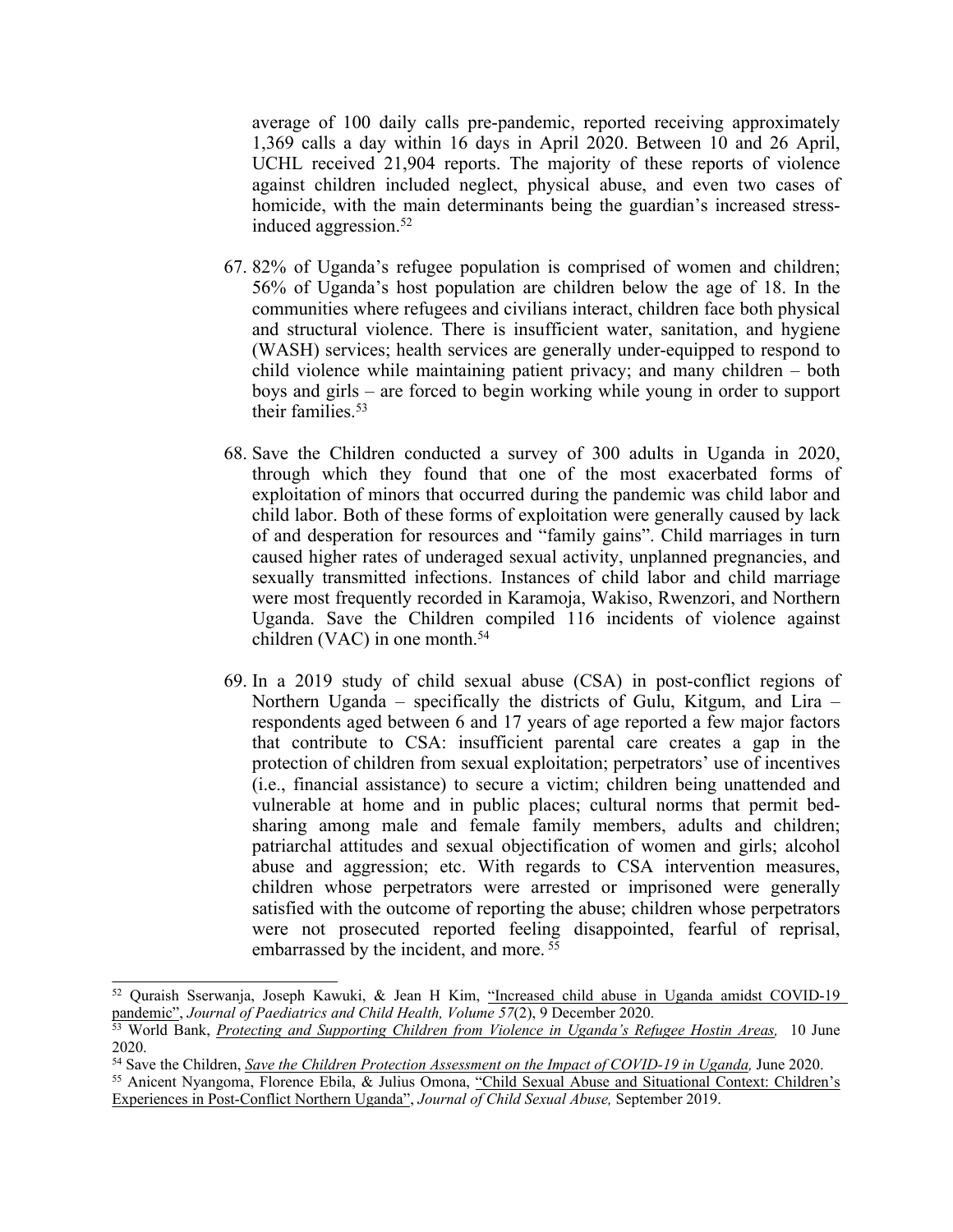average of 100 daily calls pre-pandemic, reported receiving approximately 1,369 calls a day within 16 days in April 2020. Between 10 and 26 April, UCHL received 21,904 reports. The majority of these reports of violence against children included neglect, physical abuse, and even two cases of homicide, with the main determinants being the guardian's increased stress-induced aggression.[52]

67. 82% of Uganda's refugee population is comprised of women and children; 56% of Uganda's host population are children below the age of 18. In the communities where refugees and civilians interact, children face both physical and structural violence. There is insufficient water, sanitation, and hygiene (WASH) services; health services are generally under-equipped to respond to child violence while maintaining patient privacy; and many children – both boys and girls – are forced to begin working while young in order to support their families.[53]

68. Save the Children conducted a survey of 300 adults in Uganda in 2020, through which they found that one of the most exacerbated forms of exploitation of minors that occurred during the pandemic was child labor and child labor. Both of these forms of exploitation were generally caused by lack of and desperation for resources and "family gains". Child marriages in turn caused higher rates of underaged sexual activity, unplanned pregnancies, and sexually transmitted infections. Instances of child labor and child marriage were most frequently recorded in Karamoja, Wakiso, Rwenzori, and Northern Uganda. Save the Children compiled 116 incidents of violence against children (VAC) in one month.[54]

69. In a 2019 study of child sexual abuse (CSA) in post-conflict regions of Northern Uganda – specifically the districts of Gulu, Kitgum, and Lira – respondents aged between 6 and 17 years of age reported a few major factors that contribute to CSA: insufficient parental care creates a gap in the protection of children from sexual exploitation; perpetrators' use of incentives (i.e., financial assistance) to secure a victim; children being unattended and vulnerable at home and in public places; cultural norms that permit bed-sharing among male and female family members, adults and children; patriarchal attitudes and sexual objectification of women and girls; alcohol abuse and aggression; etc. With regards to CSA intervention measures, children whose perpetrators were arrested or imprisoned were generally satisfied with the outcome of reporting the abuse; children whose perpetrators were not prosecuted reported feeling disappointed, fearful of reprisal, embarrassed by the incident, and more.[55]

---

[52] Quraish Sserwanja, Joseph Kawuki, & Jean H Kim, "Increased child abuse in Uganda amidst COVID-19 pandemic", *Journal of Paediatrics and Child Health, Volume 57*(2), 9 December 2020.

[53] World Bank, *Protecting and Supporting Children from Violence in Uganda's Refugee Hostin Areas,* 10 June 2020.

[54] Save the Children, *Save the Children Protection Assessment on the Impact of COVID-19 in Uganda,* June 2020.

[55] Anicent Nyangoma, Florence Ebila, & Julius Omona, "Child Sexual Abuse and Situational Context: Children's Experiences in Post-Conflict Northern Uganda", *Journal of Child Sexual Abuse,* September 2019.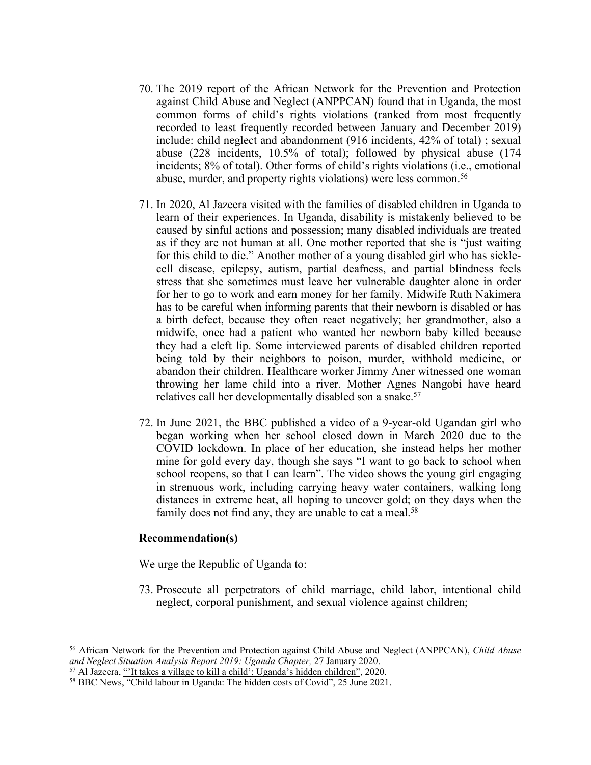70. The 2019 report of the African Network for the Prevention and Protection against Child Abuse and Neglect (ANPPCAN) found that in Uganda, the most common forms of child's rights violations (ranked from most frequently recorded to least frequently recorded between January and December 2019) include: child neglect and abandonment (916 incidents, 42% of total) ; sexual abuse (228 incidents, 10.5% of total); followed by physical abuse (174 incidents; 8% of total). Other forms of child's rights violations (i.e., emotional abuse, murder, and property rights violations) were less common.[56]

71. In 2020, Al Jazeera visited with the families of disabled children in Uganda to learn of their experiences. In Uganda, disability is mistakenly believed to be caused by sinful actions and possession; many disabled individuals are treated as if they are not human at all. One mother reported that she is "just waiting for this child to die." Another mother of a young disabled girl who has sickle-cell disease, epilepsy, autism, partial deafness, and partial blindness feels stress that she sometimes must leave her vulnerable daughter alone in order for her to go to work and earn money for her family. Midwife Ruth Nakimera has to be careful when informing parents that their newborn is disabled or has a birth defect, because they often react negatively; her grandmother, also a midwife, once had a patient who wanted her newborn baby killed because they had a cleft lip. Some interviewed parents of disabled children reported being told by their neighbors to poison, murder, withhold medicine, or abandon their children. Healthcare worker Jimmy Aner witnessed one woman throwing her lame child into a river. Mother Agnes Nangobi have heard relatives call her developmentally disabled son a snake.[57]

72. In June 2021, the BBC published a video of a 9-year-old Ugandan girl who began working when her school closed down in March 2020 due to the COVID lockdown. In place of her education, she instead helps her mother mine for gold every day, though she says "I want to go back to school when school reopens, so that I can learn". The video shows the young girl engaging in strenuous work, including carrying heavy water containers, walking long distances in extreme heat, all hoping to uncover gold; on they days when the family does not find any, they are unable to eat a meal.[58]

**Recommendation(s)**

We urge the Republic of Uganda to:

73. Prosecute all perpetrators of child marriage, child labor, intentional child neglect, corporal punishment, and sexual violence against children;

---

[56] African Network for the Prevention and Protection against Child Abuse and Neglect (ANPPCAN), *Child Abuse and Neglect Situation Analysis Report 2019: Uganda Chapter,* 27 January 2020.

[57] Al Jazeera, "'It takes a village to kill a child': Uganda's hidden children", 2020.

[58] BBC News, "Child labour in Uganda: The hidden costs of Covid", 25 June 2021.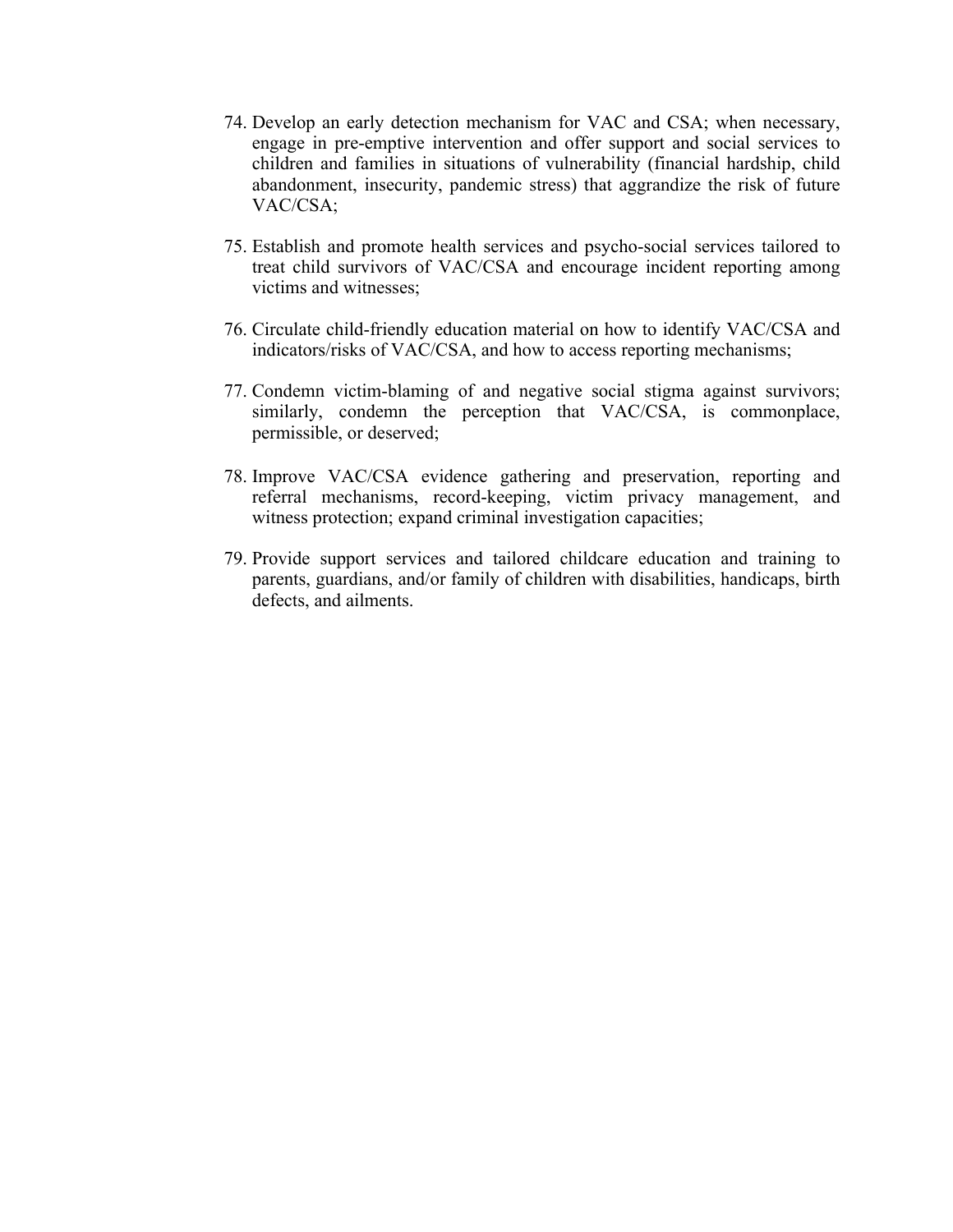74. Develop an early detection mechanism for VAC and CSA; when necessary, engage in pre-emptive intervention and offer support and social services to children and families in situations of vulnerability (financial hardship, child abandonment, insecurity, pandemic stress) that aggrandize the risk of future VAC/CSA;

75. Establish and promote health services and psycho-social services tailored to treat child survivors of VAC/CSA and encourage incident reporting among victims and witnesses;

76. Circulate child-friendly education material on how to identify VAC/CSA and indicators/risks of VAC/CSA, and how to access reporting mechanisms;

77. Condemn victim-blaming of and negative social stigma against survivors; similarly, condemn the perception that VAC/CSA, is commonplace, permissible, or deserved;

78. Improve VAC/CSA evidence gathering and preservation, reporting and referral mechanisms, record-keeping, victim privacy management, and witness protection; expand criminal investigation capacities;

79. Provide support services and tailored childcare education and training to parents, guardians, and/or family of children with disabilities, handicaps, birth defects, and ailments.